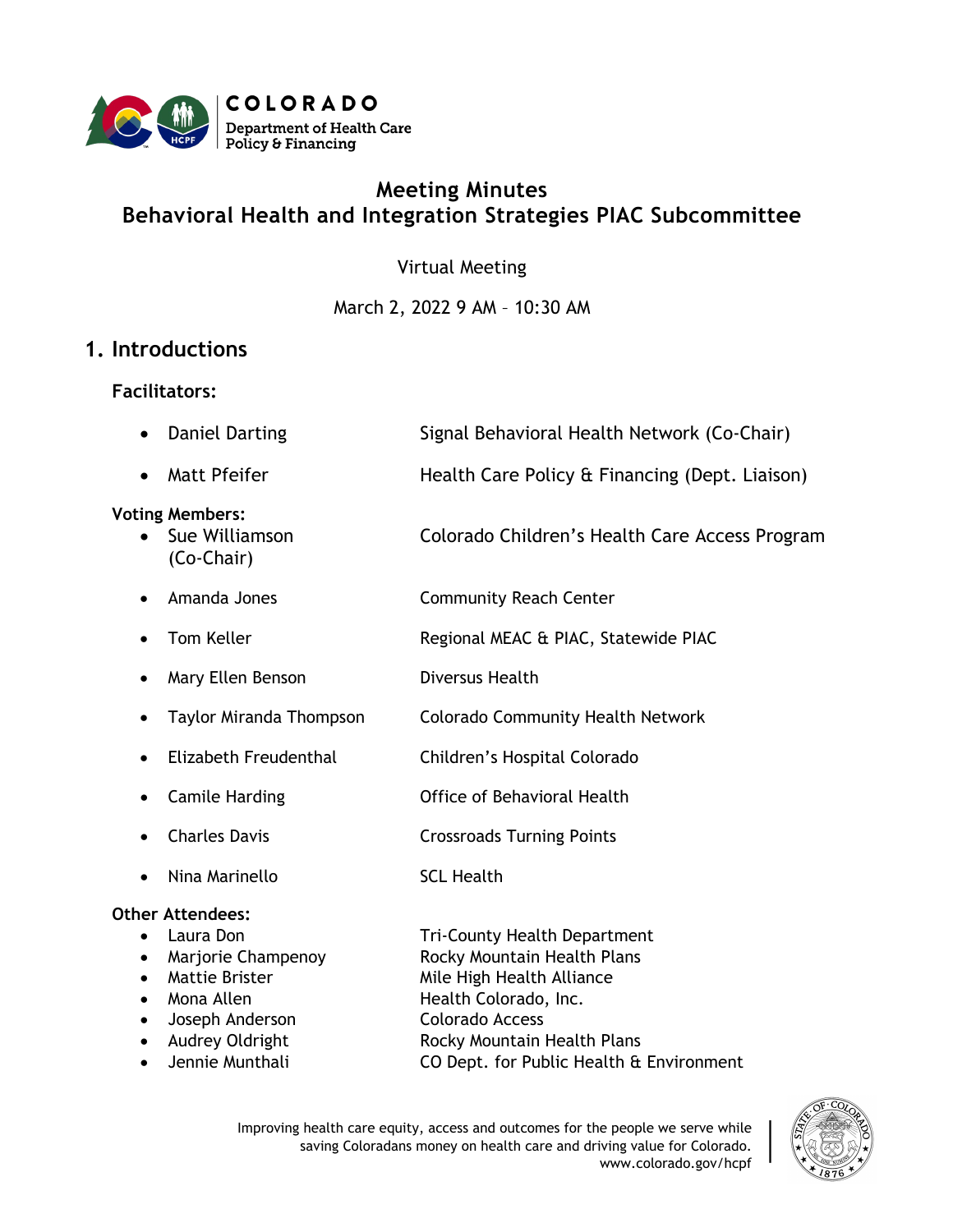COLORADO
Department of Health Care Policy & Financing

# Meeting Minutes
# Behavioral Health and Integration Strategies PIAC Subcommittee

Virtual Meeting

March 2, 2022 9 AM – 10:30 AM

## 1. Introductions

### Facilitators:

| | |
|---|---|
| • Daniel Darting | Signal Behavioral Health Network (Co-Chair) |
| • Matt Pfeifer | Health Care Policy & Financing (Dept. Liaison) |

### Voting Members:

| | |
|---|---|
| • Sue Williamson (Co-Chair) | Colorado Children's Health Care Access Program |
| • Amanda Jones | Community Reach Center |
| • Tom Keller | Regional MEAC & PIAC, Statewide PIAC |
| • Mary Ellen Benson | Diversus Health |
| • Taylor Miranda Thompson | Colorado Community Health Network |
| • Elizabeth Freudenthal | Children's Hospital Colorado |
| • Camile Harding | Office of Behavioral Health |
| • Charles Davis | Crossroads Turning Points |
| • Nina Marinello | SCL Health |

### Other Attendees:

| | |
|---|---|
| • Laura Don | Tri-County Health Department |
| • Marjorie Champenoy | Rocky Mountain Health Plans |
| • Mattie Brister | Mile High Health Alliance |
| • Mona Allen | Health Colorado, Inc. |
| • Joseph Anderson | Colorado Access |
| • Audrey Oldright | Rocky Mountain Health Plans |
| • Jennie Munthali | CO Dept. for Public Health & Environment |

Improving health care equity, access and outcomes for the people we serve while saving Coloradans money on health care and driving value for Colorado.
www.colorado.gov/hcpf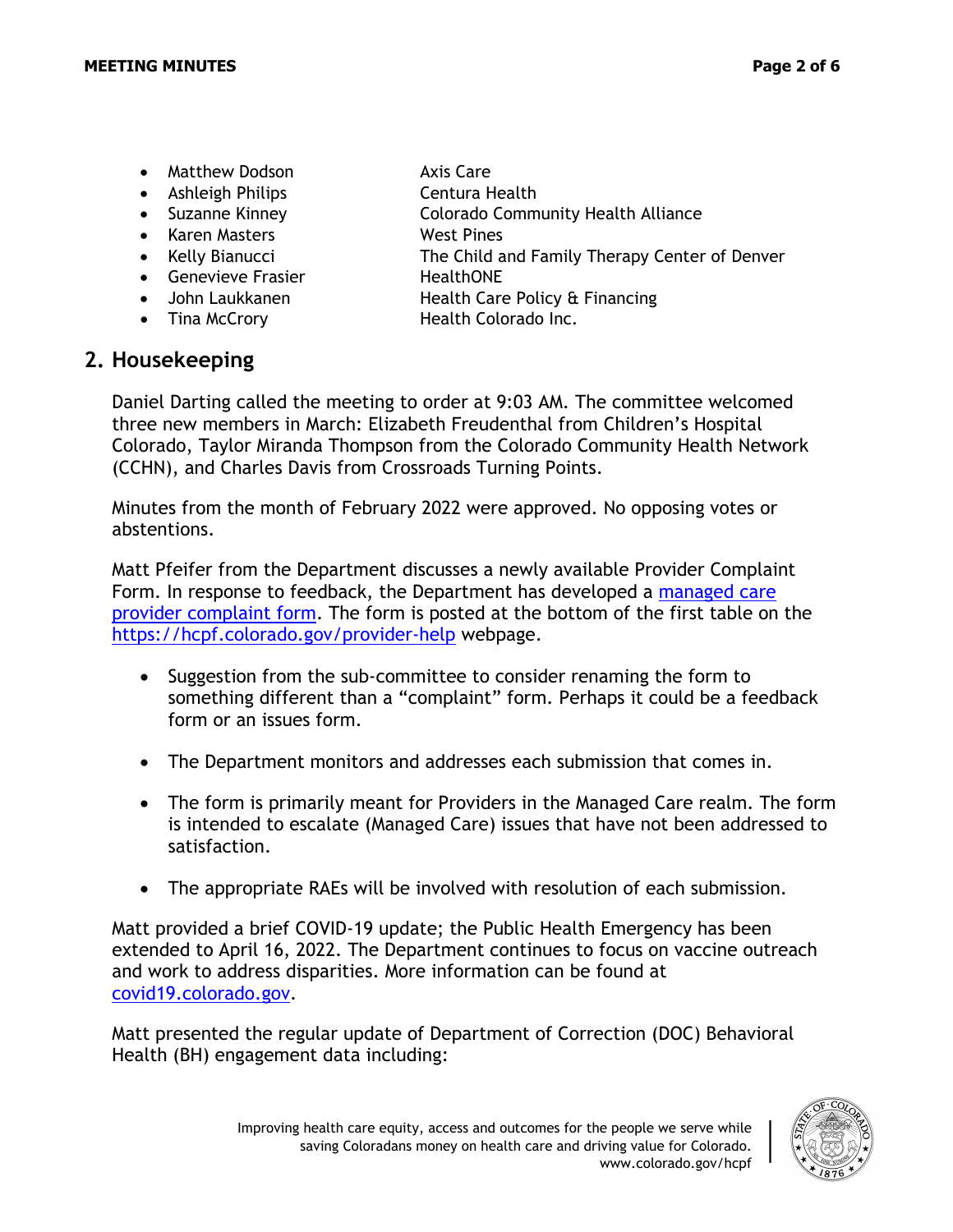- Matthew Dodson Axis Care
- Ashleigh Philips Centura Health
- Suzanne Kinney Colorado Community Health Alliance
- Karen Masters West Pines
- Kelly Bianucci The Child and Family Therapy Center of Denver
- Genevieve Frasier HealthONE
- John Laukkanen Health Care Policy & Financing
- Tina McCrory Health Colorado Inc.

## 2. Housekeeping

Daniel Darting called the meeting to order at 9:03 AM. The committee welcomed three new members in March: Elizabeth Freudenthal from Children's Hospital Colorado, Taylor Miranda Thompson from the Colorado Community Health Network (CCHN), and Charles Davis from Crossroads Turning Points.

Minutes from the month of February 2022 were approved. No opposing votes or abstentions.

Matt Pfeifer from the Department discusses a newly available Provider Complaint Form. In response to feedback, the Department has developed a managed care provider complaint form. The form is posted at the bottom of the first table on the https://hcpf.colorado.gov/provider-help webpage.

- Suggestion from the sub-committee to consider renaming the form to something different than a "complaint" form. Perhaps it could be a feedback form or an issues form.
- The Department monitors and addresses each submission that comes in.
- The form is primarily meant for Providers in the Managed Care realm. The form is intended to escalate (Managed Care) issues that have not been addressed to satisfaction.
- The appropriate RAEs will be involved with resolution of each submission.

Matt provided a brief COVID-19 update; the Public Health Emergency has been extended to April 16, 2022. The Department continues to focus on vaccine outreach and work to address disparities. More information can be found at covid19.colorado.gov.

Matt presented the regular update of Department of Correction (DOC) Behavioral Health (BH) engagement data including: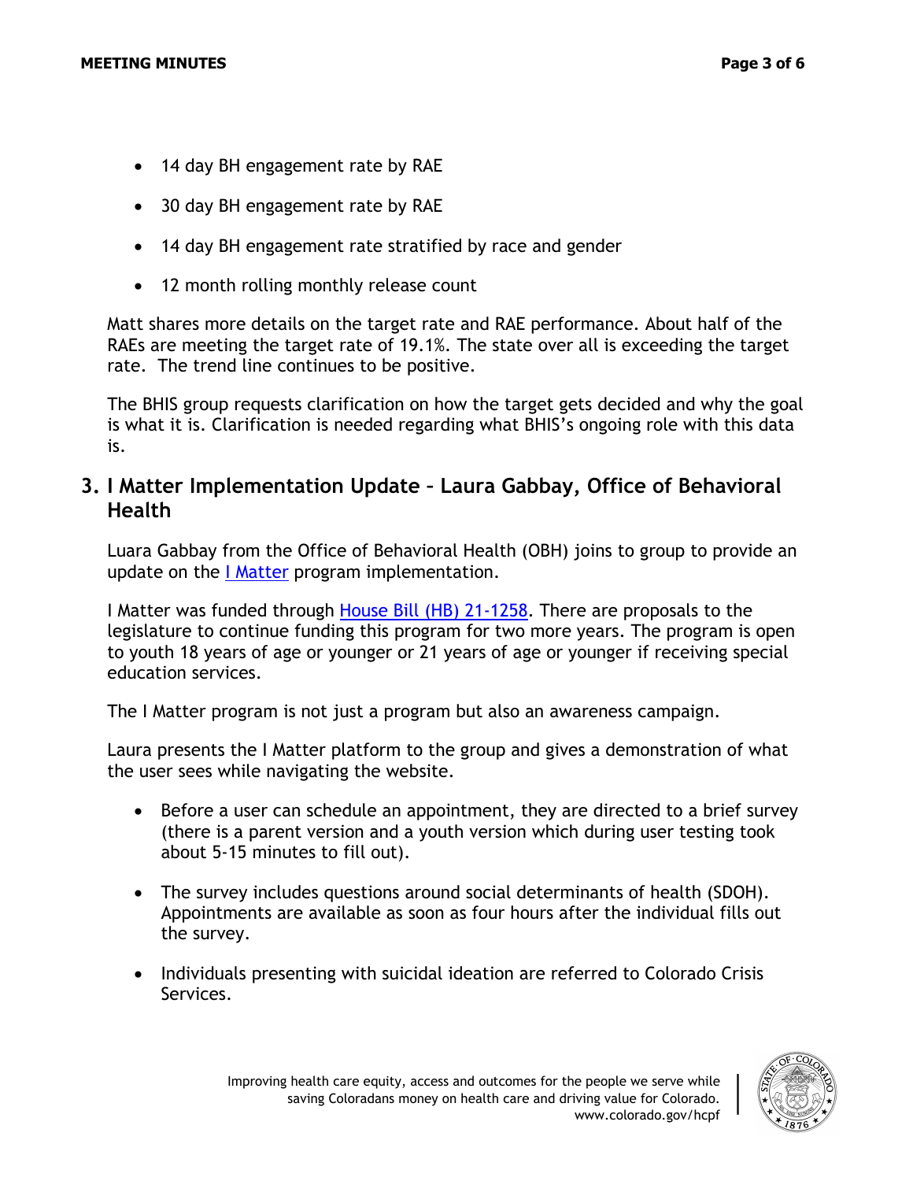- 14 day BH engagement rate by RAE
- 30 day BH engagement rate by RAE
- 14 day BH engagement rate stratified by race and gender
- 12 month rolling monthly release count

Matt shares more details on the target rate and RAE performance. About half of the RAEs are meeting the target rate of 19.1%. The state over all is exceeding the target rate. The trend line continues to be positive.

The BHIS group requests clarification on how the target gets decided and why the goal is what it is. Clarification is needed regarding what BHIS's ongoing role with this data is.

## 3. I Matter Implementation Update – Laura Gabbay, Office of Behavioral Health

Luara Gabbay from the Office of Behavioral Health (OBH) joins to group to provide an update on the I Matter program implementation.

I Matter was funded through House Bill (HB) 21-1258. There are proposals to the legislature to continue funding this program for two more years. The program is open to youth 18 years of age or younger or 21 years of age or younger if receiving special education services.

The I Matter program is not just a program but also an awareness campaign.

Laura presents the I Matter platform to the group and gives a demonstration of what the user sees while navigating the website.

- Before a user can schedule an appointment, they are directed to a brief survey (there is a parent version and a youth version which during user testing took about 5-15 minutes to fill out).
- The survey includes questions around social determinants of health (SDOH). Appointments are available as soon as four hours after the individual fills out the survey.
- Individuals presenting with suicidal ideation are referred to Colorado Crisis Services.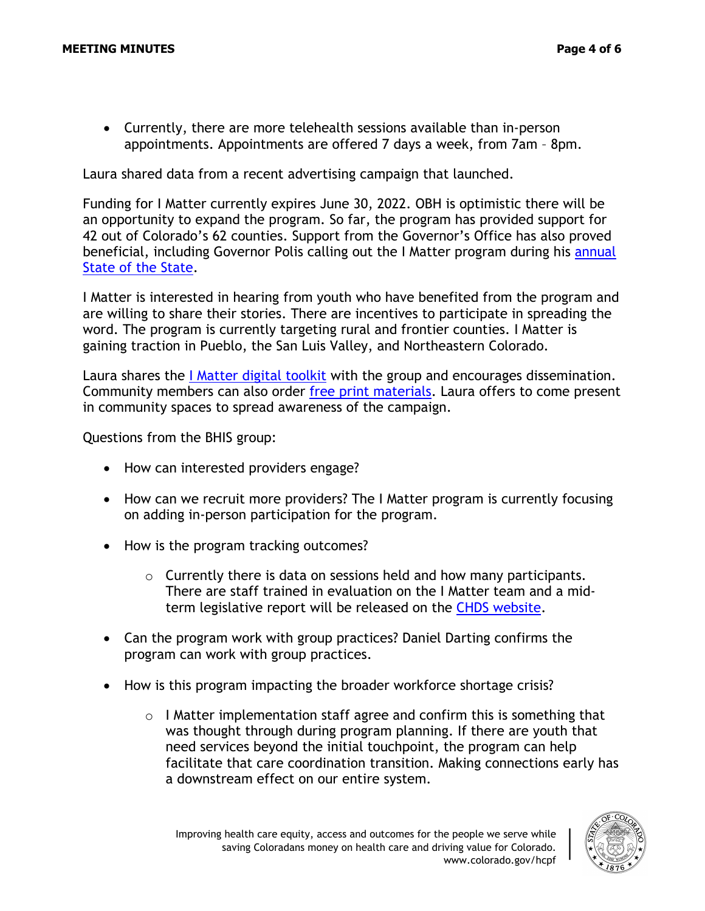- Currently, there are more telehealth sessions available than in-person appointments. Appointments are offered 7 days a week, from 7am – 8pm.

Laura shared data from a recent advertising campaign that launched.

Funding for I Matter currently expires June 30, 2022. OBH is optimistic there will be an opportunity to expand the program. So far, the program has provided support for 42 out of Colorado's 62 counties. Support from the Governor's Office has also proved beneficial, including Governor Polis calling out the I Matter program during his annual State of the State.

I Matter is interested in hearing from youth who have benefited from the program and are willing to share their stories. There are incentives to participate in spreading the word. The program is currently targeting rural and frontier counties. I Matter is gaining traction in Pueblo, the San Luis Valley, and Northeastern Colorado.

Laura shares the I Matter digital toolkit with the group and encourages dissemination. Community members can also order free print materials. Laura offers to come present in community spaces to spread awareness of the campaign.

Questions from the BHIS group:

- How can interested providers engage?
- How can we recruit more providers? The I Matter program is currently focusing on adding in-person participation for the program.
- How is the program tracking outcomes?
  - Currently there is data on sessions held and how many participants. There are staff trained in evaluation on the I Matter team and a mid-term legislative report will be released on the CHDS website.
- Can the program work with group practices? Daniel Darting confirms the program can work with group practices.
- How is this program impacting the broader workforce shortage crisis?
  - I Matter implementation staff agree and confirm this is something that was thought through during program planning. If there are youth that need services beyond the initial touchpoint, the program can help facilitate that care coordination transition. Making connections early has a downstream effect on our entire system.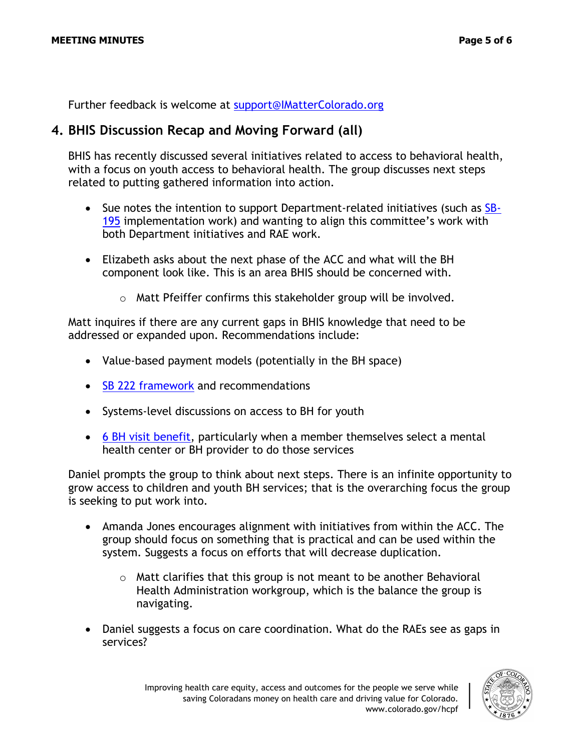Further feedback is welcome at support@IMatterColorado.org

## 4. BHIS Discussion Recap and Moving Forward (all)

BHIS has recently discussed several initiatives related to access to behavioral health, with a focus on youth access to behavioral health. The group discusses next steps related to putting gathered information into action.

- Sue notes the intention to support Department-related initiatives (such as SB-195 implementation work) and wanting to align this committee's work with both Department initiatives and RAE work.
- Elizabeth asks about the next phase of the ACC and what will the BH component look like. This is an area BHIS should be concerned with.
  - Matt Pfeiffer confirms this stakeholder group will be involved.

Matt inquires if there are any current gaps in BHIS knowledge that need to be addressed or expanded upon. Recommendations include:

- Value-based payment models (potentially in the BH space)
- SB 222 framework and recommendations
- Systems-level discussions on access to BH for youth
- 6 BH visit benefit, particularly when a member themselves select a mental health center or BH provider to do those services

Daniel prompts the group to think about next steps. There is an infinite opportunity to grow access to children and youth BH services; that is the overarching focus the group is seeking to put work into.

- Amanda Jones encourages alignment with initiatives from within the ACC. The group should focus on something that is practical and can be used within the system. Suggests a focus on efforts that will decrease duplication.
  - Matt clarifies that this group is not meant to be another Behavioral Health Administration workgroup, which is the balance the group is navigating.
- Daniel suggests a focus on care coordination. What do the RAEs see as gaps in services?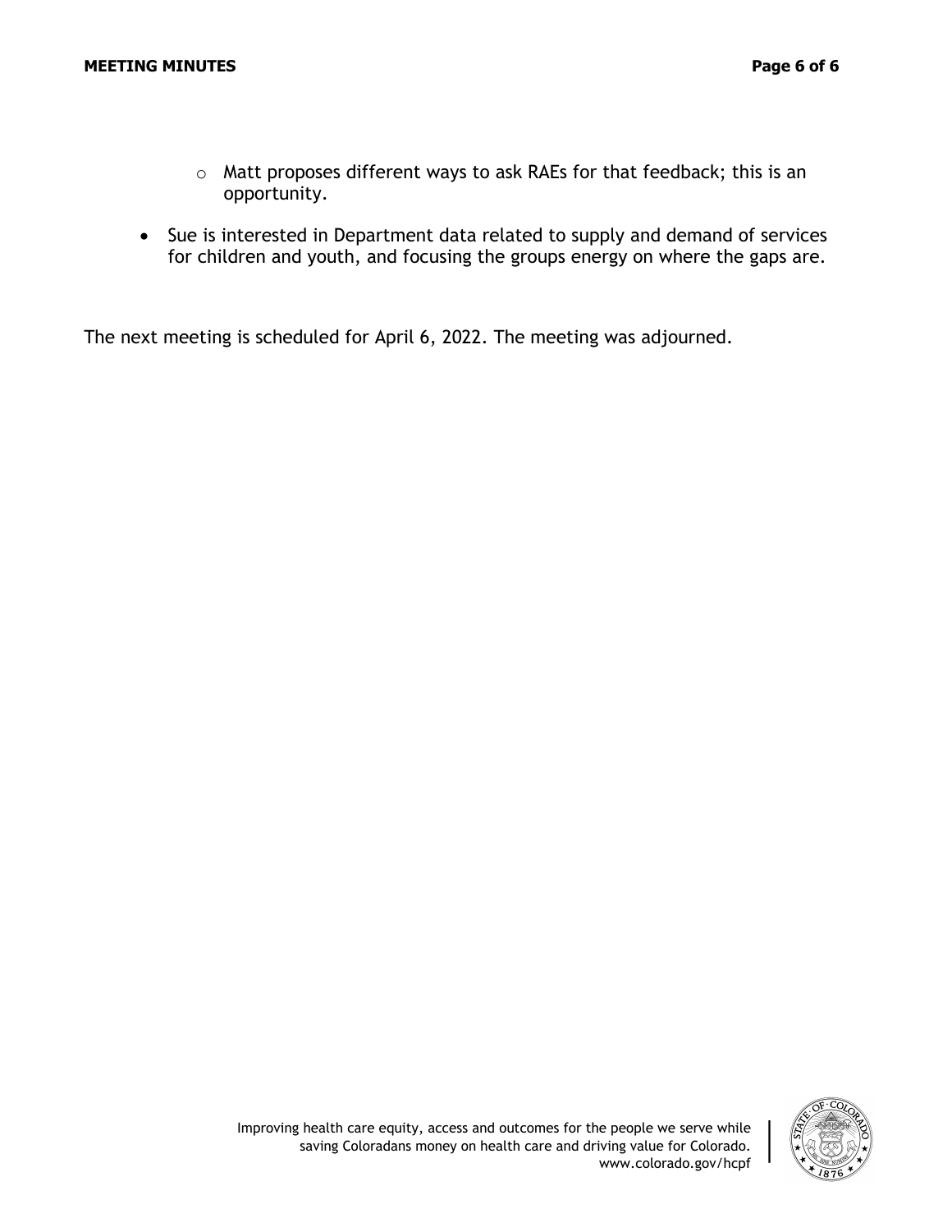- Matt proposes different ways to ask RAEs for that feedback; this is an opportunity.

- Sue is interested in Department data related to supply and demand of services for children and youth, and focusing the groups energy on where the gaps are.

The next meeting is scheduled for April 6, 2022. The meeting was adjourned.